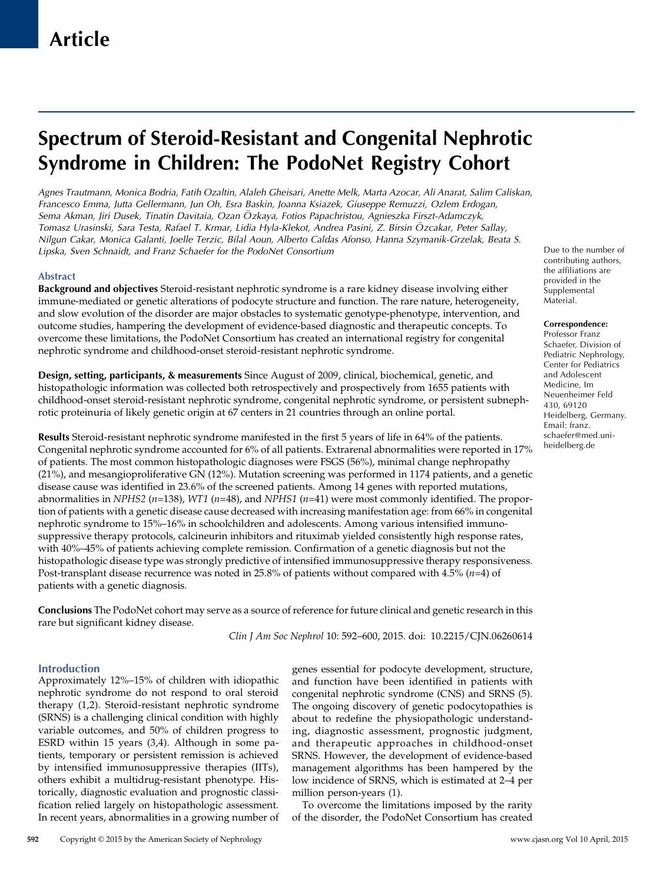Article

# Spectrum of Steroid-Resistant and Congenital Nephrotic Syndrome in Children: The PodoNet Registry Cohort

*Agnes Trautmann, Monica Bodria, Fatih Ozaltin, Alaleh Gheisari, Anette Melk, Marta Azocar, Ali Anarat, Salim Caliskan, Francesco Emma, Jutta Gellermann, Jun Oh, Esra Baskin, Joanna Ksiazek, Giuseppe Remuzzi, Ozlem Erdogan, Sema Akman, Jiri Dusek, Tinatin Davitaia, Ozan Özkaya, Fotios Papachristou, Agnieszka Firszt-Adamczyk, Tomasz Urasinski, Sara Testa, Rafael T. Krmar, Lidia Hyla-Klekot, Andrea Pasini, Z. Birsin Özcakar, Peter Sallay, Nilgun Cakar, Monica Galanti, Joelle Terzic, Bilal Aoun, Alberto Caldas Afonso, Hanna Szymanik-Grzelak, Beata S. Lipska, Sven Schnaidt, and Franz Schaefer for the PodoNet Consortium*

Due to the number of contributing authors, the affiliations are provided in the Supplemental Material.

**Correspondence:** Professor Franz Schaefer, Division of Pediatric Nephrology, Center for Pediatrics and Adolescent Medicine, Im Neuenheimer Feld 430, 69120 Heidelberg, Germany. Email: franz.schaefer@med.uni-heidelberg.de

## Abstract

**Background and objectives** Steroid-resistant nephrotic syndrome is a rare kidney disease involving either immune-mediated or genetic alterations of podocyte structure and function. The rare nature, heterogeneity, and slow evolution of the disorder are major obstacles to systematic genotype-phenotype, intervention, and outcome studies, hampering the development of evidence-based diagnostic and therapeutic concepts. To overcome these limitations, the PodoNet Consortium has created an international registry for congenital nephrotic syndrome and childhood-onset steroid-resistant nephrotic syndrome.

**Design, setting, participants, & measurements** Since August of 2009, clinical, biochemical, genetic, and histopathologic information was collected both retrospectively and prospectively from 1655 patients with childhood-onset steroid-resistant nephrotic syndrome, congenital nephrotic syndrome, or persistent subnephrotic proteinuria of likely genetic origin at 67 centers in 21 countries through an online portal.

**Results** Steroid-resistant nephrotic syndrome manifested in the first 5 years of life in 64% of the patients. Congenital nephrotic syndrome accounted for 6% of all patients. Extrarenal abnormalities were reported in 17% of patients. The most common histopathologic diagnoses were FSGS (56%), minimal change nephropathy (21%), and mesangioproliferative GN (12%). Mutation screening was performed in 1174 patients, and a genetic disease cause was identified in 23.6% of the screened patients. Among 14 genes with reported mutations, abnormalities in *NPHS2* ($n$=138), *WT1* ($n$=48), and *NPHS1* ($n$=41) were most commonly identified. The proportion of patients with a genetic disease cause decreased with increasing manifestation age: from 66% in congenital nephrotic syndrome to 15%–16% in schoolchildren and adolescents. Among various intensified immunosuppressive therapy protocols, calcineurin inhibitors and rituximab yielded consistently high response rates, with 40%–45% of patients achieving complete remission. Confirmation of a genetic diagnosis but not the histopathologic disease type was strongly predictive of intensified immunosuppressive therapy responsiveness. Post-transplant disease recurrence was noted in 25.8% of patients without compared with 4.5% ($n$=4) of patients with a genetic diagnosis.

**Conclusions** The PodoNet cohort may serve as a source of reference for future clinical and genetic research in this rare but significant kidney disease.

*Clin J Am Soc Nephrol* 10: 592–600, 2015. doi: 10.2215/CJN.06260614

## Introduction

Approximately 12%–15% of children with idiopathic nephrotic syndrome do not respond to oral steroid therapy (1,2). Steroid-resistant nephrotic syndrome (SRNS) is a challenging clinical condition with highly variable outcomes, and 50% of children progress to ESRD within 15 years (3,4). Although in some patients, temporary or persistent remission is achieved by intensified immunosuppressive therapies (IITs), others exhibit a multidrug-resistant phenotype. Historically, diagnostic evaluation and prognostic classification relied largely on histopathologic assessment. In recent years, abnormalities in a growing number of genes essential for podocyte development, structure, and function have been identified in patients with congenital nephrotic syndrome (CNS) and SRNS (5). The ongoing discovery of genetic podocytopathies is about to redefine the physiopathologic understanding, diagnostic assessment, prognostic judgment, and therapeutic approaches in childhood-onset SRNS. However, the development of evidence-based management algorithms has been hampered by the low incidence of SRNS, which is estimated at 2–4 per million person-years (1).

To overcome the limitations imposed by the rarity of the disorder, the PodoNet Consortium has created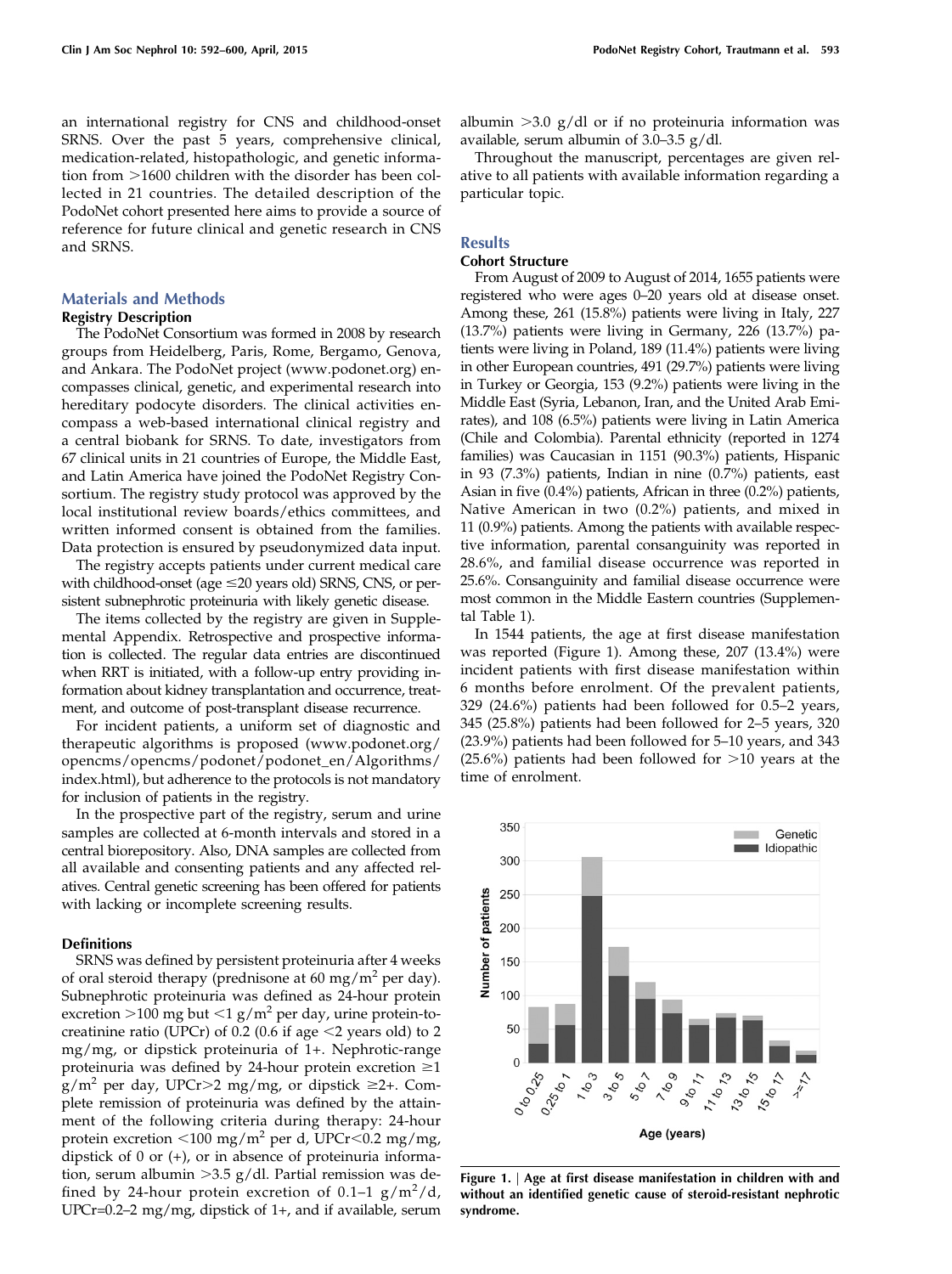an international registry for CNS and childhood-onset SRNS. Over the past 5 years, comprehensive clinical, medication-related, histopathologic, and genetic information from >1600 children with the disorder has been collected in 21 countries. The detailed description of the PodoNet cohort presented here aims to provide a source of reference for future clinical and genetic research in CNS and SRNS.

## Materials and Methods

### Registry Description

The PodoNet Consortium was formed in 2008 by research groups from Heidelberg, Paris, Rome, Bergamo, Genova, and Ankara. The PodoNet project (www.podonet.org) encompasses clinical, genetic, and experimental research into hereditary podocyte disorders. The clinical activities encompass a web-based international clinical registry and a central biobank for SRNS. To date, investigators from 67 clinical units in 21 countries of Europe, the Middle East, and Latin America have joined the PodoNet Registry Consortium. The registry study protocol was approved by the local institutional review boards/ethics committees, and written informed consent is obtained from the families. Data protection is ensured by pseudonymized data input.

The registry accepts patients under current medical care with childhood-onset (age ≤20 years old) SRNS, CNS, or persistent subnephrotic proteinuria with likely genetic disease.

The items collected by the registry are given in Supplemental Appendix. Retrospective and prospective information is collected. The regular data entries are discontinued when RRT is initiated, with a follow-up entry providing information about kidney transplantation and occurrence, treatment, and outcome of post-transplant disease recurrence.

For incident patients, a uniform set of diagnostic and therapeutic algorithms is proposed (www.podonet.org/opencms/opencms/podonet/podonet_en/Algorithms/index.html), but adherence to the protocols is not mandatory for inclusion of patients in the registry.

In the prospective part of the registry, serum and urine samples are collected at 6-month intervals and stored in a central biorepository. Also, DNA samples are collected from all available and consenting patients and any affected relatives. Central genetic screening has been offered for patients with lacking or incomplete screening results.

### Definitions

SRNS was defined by persistent proteinuria after 4 weeks of oral steroid therapy (prednisone at 60 mg/$m^2$ per day). Subnephrotic proteinuria was defined as 24-hour protein excretion >100 mg but <1 g/$m^2$ per day, urine protein-to-creatinine ratio (UPCr) of 0.2 (0.6 if age <2 years old) to 2 mg/mg, or dipstick proteinuria of 1+. Nephrotic-range proteinuria was defined by 24-hour protein excretion ≥1 g/$m^2$ per day, UPCr>2 mg/mg, or dipstick ≥2+. Complete remission of proteinuria was defined by the attainment of the following criteria during therapy: 24-hour protein excretion <100 mg/$m^2$ per d, UPCr<0.2 mg/mg, dipstick of 0 or (+), or in absence of proteinuria information, serum albumin >3.5 g/dl. Partial remission was defined by 24-hour protein excretion of 0.1–1 g/$m^2$/d, UPCr=0.2–2 mg/mg, dipstick of 1+, and if available, serum albumin >3.0 g/dl or if no proteinuria information was available, serum albumin of 3.0–3.5 g/dl.

Throughout the manuscript, percentages are given relative to all patients with available information regarding a particular topic.

## Results

### Cohort Structure

From August of 2009 to August of 2014, 1655 patients were registered who were ages 0–20 years old at disease onset. Among these, 261 (15.8%) patients were living in Italy, 227 (13.7%) patients were living in Germany, 226 (13.7%) patients were living in Poland, 189 (11.4%) patients were living in other European countries, 491 (29.7%) patients were living in Turkey or Georgia, 153 (9.2%) patients were living in the Middle East (Syria, Lebanon, Iran, and the United Arab Emirates), and 108 (6.5%) patients were living in Latin America (Chile and Colombia). Parental ethnicity (reported in 1274 families) was Caucasian in 1151 (90.3%) patients, Hispanic in 93 (7.3%) patients, Indian in nine (0.7%) patients, east Asian in five (0.4%) patients, African in three (0.2%) patients, Native American in two (0.2%) patients, and mixed in 11 (0.9%) patients. Among the patients with available respective information, parental consanguinity was reported in 28.6%, and familial disease occurrence was reported in 25.6%. Consanguinity and familial disease occurrence were most common in the Middle Eastern countries (Supplemental Table 1).

In 1544 patients, the age at first disease manifestation was reported (Figure 1). Among these, 207 (13.4%) were incident patients with first disease manifestation within 6 months before enrolment. Of the prevalent patients, 329 (24.6%) patients had been followed for 0.5–2 years, 345 (25.8%) patients had been followed for 2–5 years, 320 (23.9%) patients had been followed for 5–10 years, and 343 (25.6%) patients had been followed for >10 years at the time of enrolment.

**Figure 1.** | **Age at first disease manifestation in children with and without an identified genetic cause of steroid-resistant nephrotic syndrome.**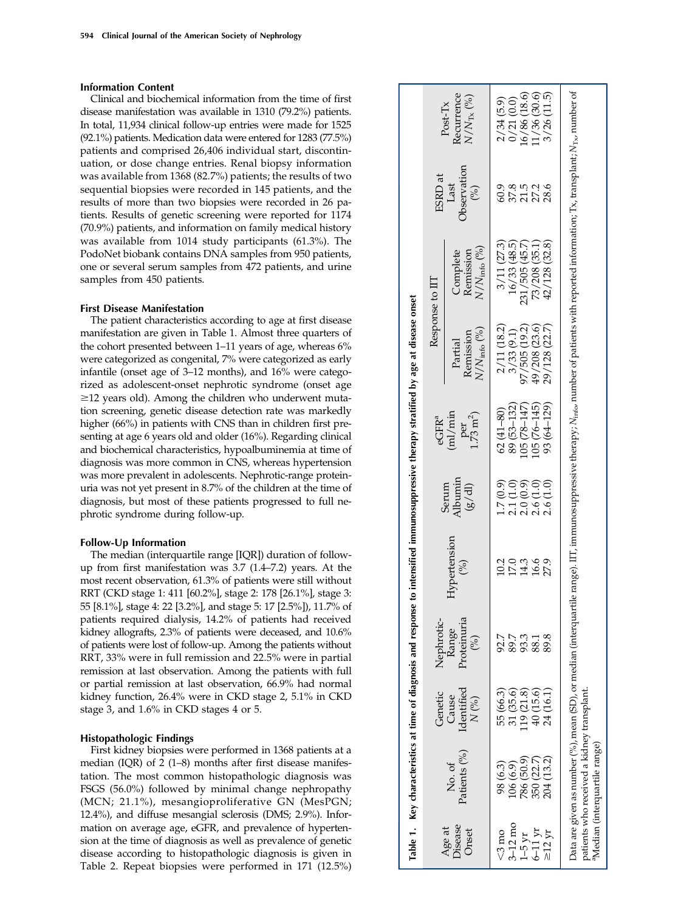### Information Content

Clinical and biochemical information from the time of first disease manifestation was available in 1310 (79.2%) patients. In total, 11,934 clinical follow-up entries were made for 1525 (92.1%) patients. Medication data were entered for 1283 (77.5%) patients and comprised 26,406 individual start, discontinuation, or dose change entries. Renal biopsy information was available from 1368 (82.7%) patients; the results of two sequential biopsies were recorded in 145 patients, and the results of more than two biopsies were recorded in 26 patients. Results of genetic screening were reported for 1174 (70.9%) patients, and information on family medical history was available from 1014 study participants (61.3%). The PodoNet biobank contains DNA samples from 950 patients, one or several serum samples from 472 patients, and urine samples from 450 patients.

### First Disease Manifestation

The patient characteristics according to age at first disease manifestation are given in Table 1. Almost three quarters of the cohort presented between 1–11 years of age, whereas 6% were categorized as congenital, 7% were categorized as early infantile (onset age of 3–12 months), and 16% were categorized as adolescent-onset nephrotic syndrome (onset age ≥12 years old). Among the children who underwent mutation screening, genetic disease detection rate was markedly higher (66%) in patients with CNS than in children first presenting at age 6 years old and older (16%). Regarding clinical and biochemical characteristics, hypoalbuminemia at time of diagnosis was more common in CNS, whereas hypertension was more prevalent in adolescents. Nephrotic-range proteinuria was not yet present in 8.7% of the children at the time of diagnosis, but most of these patients progressed to full nephrotic syndrome during follow-up.

### Follow-Up Information

The median (interquartile range [IQR]) duration of follow-up from first manifestation was 3.7 (1.4–7.2) years. At the most recent observation, 61.3% of patients were still without RRT (CKD stage 1: 411 [60.2%], stage 2: 178 [26.1%], stage 3: 55 [8.1%], stage 4: 22 [3.2%], and stage 5: 17 [2.5%]), 11.7% of patients required dialysis, 14.2% of patients had received kidney allografts, 2.3% of patients were deceased, and 10.6% of patients were lost of follow-up. Among the patients without RRT, 33% were in full remission and 22.5% were in partial remission at last observation. Among the patients with full or partial remission at last observation, 66.9% had normal kidney function, 26.4% were in CKD stage 2, 5.1% in CKD stage 3, and 1.6% in CKD stages 4 or 5.

### Histopathologic Findings

First kidney biopsies were performed in 1368 patients at a median (IQR) of 2 (1–8) months after first disease manifestation. The most common histopathologic diagnosis was FSGS (56.0%) followed by minimal change nephropathy (MCN; 21.1%), mesangioproliferative GN (MesPGN; 12.4%), and diffuse mesangial sclerosis (DMS; 2.9%). Information on average age, eGFR, and prevalence of hypertension at the time of diagnosis as well as prevalence of genetic disease according to histopathologic diagnosis is given in Table 2. Repeat biopsies were performed in 171 (12.5%)

**Table 1. Key characteristics at time of diagnosis and response to intensified immunosuppressive therapy stratified by age at disease onset**

| Age at Disease Onset | No. of Patients (%) | Genetic Cause Identified $N$ (%) | Nephrotic-Range Proteinuria (%) | Hypertension (%) | Serum Albumin (g/dl) | eGFR[a] (ml/min per 1.73 m²) | Response to IIT | | ESRD at Last Observation (%) | Post-Tx Recurrence $N/N_{Tx}$ (%) |
|---|---|---|---|---|---|---|---|---|---|---|
| | | | | | | | Partial Remission $N/N_{info}$ (%) | Complete Remission $N/N_{info}$ (%) | | |
| <3 mo | 98 (6.3) | 55 (66.3) | 92.7 | 10.2 | 1.7 (0.9) | 62 (41–80) | 2/11 (18.2) | 3/11 (27.3) | 60.9 | 2/34 (5.9) |
| 3–12 mo | 106 (6.9) | 31 (35.6) | 89.7 | 17.0 | 2.1 (1.0) | 89 (53–132) | 3/33 (9.1) | 16/33 (48.5) | 37.8 | 0/21 (0.0) |
| 1–5 yr | 786 (50.9) | 119 (21.8) | 93.3 | 14.3 | 2.0 (0.9) | 105 (78–147) | 97/505 (19.2) | 231/505 (45.7) | 21.5 | 16/86 (18.6) |
| 6–11 yr | 350 (22.7) | 40 (15.6) | 88.1 | 16.6 | 2.6 (1.0) | 105 (76–145) | 49/208 (23.6) | 73/208 (35.1) | 27.2 | 11/36 (30.6) |
| ≥12 yr | 204 (13.2) | 24 (16.1) | 89.8 | 27.9 | 2.6 (1.0) | 93 (64–129) | 29/128 (22.7) | 42/128 (32.8) | 28.6 | 3/26 (11.5) |

Data are given as number (%), mean (SD), or median (interquartile range). IIT, immunosuppressive therapy; $N_{info}$, number of patients with reported information; Tx, transplant; $N_{Tx}$, number of patients who received a kidney transplant.
[a]Median (interquartile range)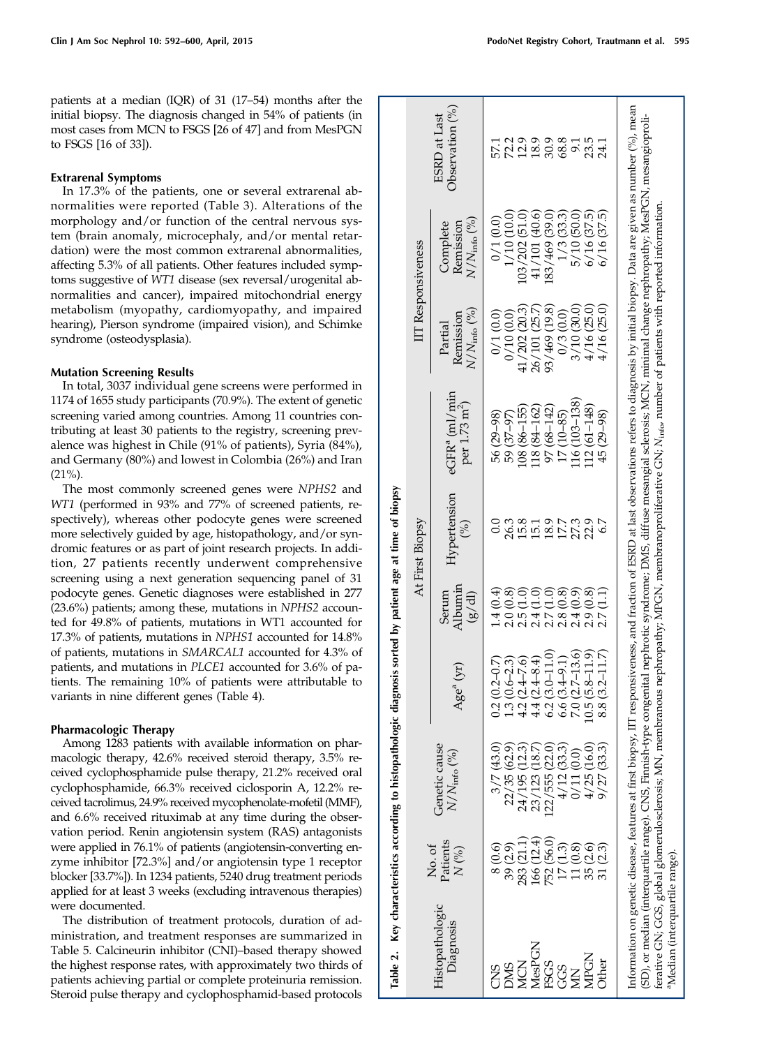patients at a median (IQR) of 31 (17–54) months after the initial biopsy. The diagnosis changed in 54% of patients (in most cases from MCN to FSGS [26 of 47] and from MesPGN to FSGS [16 of 33]).

### Extrarenal Symptoms

In 17.3% of the patients, one or several extrarenal abnormalities were reported (Table 3). Alterations of the morphology and/or function of the central nervous system (brain anomaly, microcephaly, and/or mental retardation) were the most common extrarenal abnormalities, affecting 5.3% of all patients. Other features included symptoms suggestive of *WT1* disease (sex reversal/urogenital abnormalities and cancer), impaired mitochondrial energy metabolism (myopathy, cardiomyopathy, and impaired hearing), Pierson syndrome (impaired vision), and Schimke syndrome (osteodysplasia).

### Mutation Screening Results

In total, 3037 individual gene screens were performed in 1174 of 1655 study participants (70.9%). The extent of genetic screening varied among countries. Among 11 countries contributing at least 30 patients to the registry, screening prevalence was highest in Chile (91% of patients), Syria (84%), and Germany (80%) and lowest in Colombia (26%) and Iran (21%).

The most commonly screened genes were *NPHS2* and *WT1* (performed in 93% and 77% of screened patients, respectively), whereas other podocyte genes were screened more selectively guided by age, histopathology, and/or syndromic features or as part of joint research projects. In addition, 27 patients recently underwent comprehensive screening using a next generation sequencing panel of 31 podocyte genes. Genetic diagnoses were established in 277 (23.6%) patients; among these, mutations in *NPHS2* accounted for 49.8% of patients, mutations in WT1 accounted for 17.3% of patients, mutations in *NPHS1* accounted for 14.8% of patients, mutations in *SMARCAL1* accounted for 4.3% of patients, and mutations in *PLCE1* accounted for 3.6% of patients. The remaining 10% of patients were attributable to variants in nine different genes (Table 4).

### Pharmacologic Therapy

Among 1283 patients with available information on pharmacologic therapy, 42.6% received steroid therapy, 3.5% received cyclophosphamide pulse therapy, 21.2% received oral cyclophosphamide, 66.3% received ciclosporin A, 12.2% received tacrolimus, 24.9% received mycophenolate-mofetil (MMF), and 6.6% received rituximab at any time during the observation period. Renin angiotensin system (RAS) antagonists were applied in 76.1% of patients (angiotensin-converting enzyme inhibitor [72.3%] and/or angiotensin type 1 receptor blocker [33.7%]). In 1234 patients, 5240 drug treatment periods applied for at least 3 weeks (excluding intravenous therapies) were documented.

The distribution of treatment protocols, duration of administration, and treatment responses are summarized in Table 5. Calcineurin inhibitor (CNI)–based therapy showed the highest response rates, with approximately two thirds of patients achieving partial or complete proteinuria remission. Steroid pulse therapy and cyclophosphamid-based protocols

**Table 2. Key characteristics according to histopathologic diagnosis sorted by patient age at time of biopsy**

| Histopathologic Diagnosis | No. of Patients N (%) | Genetic cause $N/N_{info}$ (%) | At First Biopsy | | | | IIT Responsiveness | | ESRD at Last Observation (%) |
|---|---|---|---|---|---|---|---|---|---|
| | | | Age[a] (yr) | Serum Albumin (g/dl) | Hypertension (%) | eGFR[a] (ml/min per 1.73 m$^2$) | Partial Remission $N/N_{info}$ (%) | Complete Remission $N/N_{info}$ (%) | |
| CNS | 8 (0.6) | 3/7 (43.0) | 0.2 (0.2–0.7) | 1.4 (0.4) | 0.0 | 56 (29–98) | 0/1 (0.0) | 0/1 (0.0) | 57.1 |
| DMS | 39 (2.9) | 22/35 (62.9) | 1.3 (0.6–2.3) | 2.0 (0.8) | 26.3 | 59 (37–97) | 0/10 (0.0) | 1/10 (10.0) | 72.2 |
| MCN | 283 (21.1) | 24/195 (12.3) | 4.2 (2.4–7.6) | 2.5 (1.0) | 15.8 | 108 (86–155) | 41/202 (20.3) | 103/202 (51.0) | 12.9 |
| MesPGN | 166 (12.4) | 23/123 (18.7) | 4.4 (2.4–8.4) | 2.4 (1.0) | 15.1 | 118 (84–162) | 26/101 (25.7) | 41/101 (40.6) | 18.9 |
| FSGS | 752 (56.0) | 122/555 (22.0) | 6.2 (3.0–11.0) | 2.7 (1.0) | 18.9 | 97 (68–142) | 93/469 (19.8) | 183/469 (39.0) | 30.9 |
| GGS | 17 (1.3) | 4/12 (33.3) | 6.6 (3.4–9.1) | 2.8 (0.8) | 17.7 | 17 (10–85) | 0/3 (0.0) | 1/3 (33.3) | 68.8 |
| MN | 11 (0.8) | 0/11 (0.0) | 7.0 (2.7–13.6) | 2.4 (0.9) | 27.3 | 116 (103–138) | 3/10 (30.0) | 5/10 (50.0) | 9.1 |
| MPGN | 35 (2.6) | 4/25 (16.0) | 10.5 (5.8–11.9) | 2.9 (0.8) | 22.9 | 112 (61–148) | 4/16 (25.0) | 6/16 (37.5) | 23.5 |
| Other | 31 (2.3) | 9/27 (33.3) | 8.8 (3.2–11.7) | 2.7 (1.1) | 6.7 | 45 (29–98) | 4/16 (25.0) | 6/16 (37.5) | 24.1 |

Information on genetic disease, features at first biopsy, IIT responsiveness, and fraction of ESRD at last observations refers to diagnosis by initial biopsy. Data are given as number (%), mean (SD), or median (interquartile range). CNS, Finnish-type congenital nephrotic syndrome; DMS, diffuse mesangial sclerosis; MCN, minimal change nephropathy; MesPGN, mesangioproliferative GN; GGS, global glomerulosclerosis; MN, membranous nephropathy; MPGN, membranoproliferative GN; $N_{info}$, number of patients with reported information.
[a]Median (interquartile range).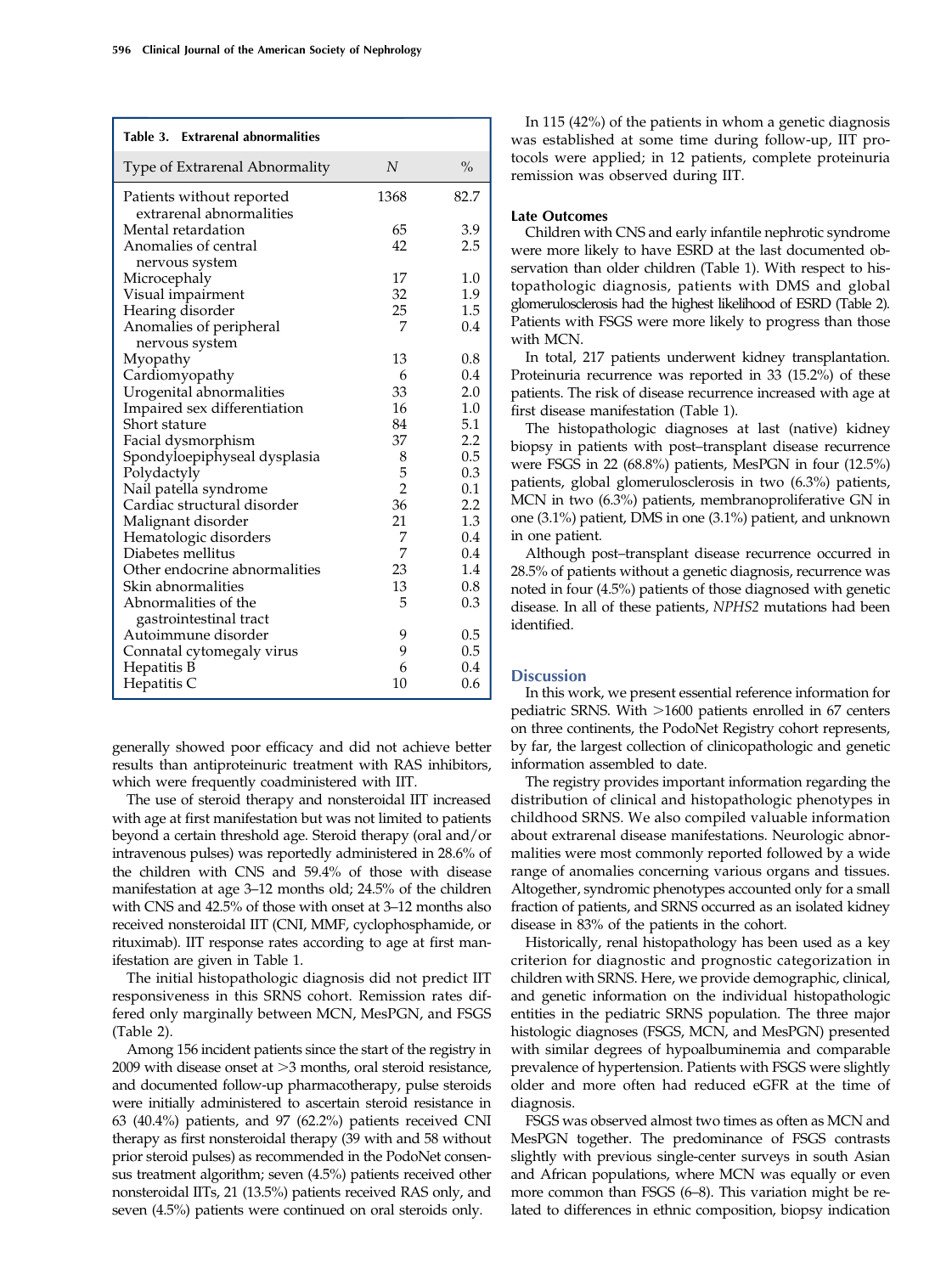**Table 3. Extrarenal abnormalities**

| Type of Extrarenal Abnormality | N | % |
|---|---|---|
| Patients without reported extrarenal abnormalities | 1368 | 82.7 |
| Mental retardation | 65 | 3.9 |
| Anomalies of central nervous system | 42 | 2.5 |
| Microcephaly | 17 | 1.0 |
| Visual impairment | 32 | 1.9 |
| Hearing disorder | 25 | 1.5 |
| Anomalies of peripheral nervous system | 7 | 0.4 |
| Myopathy | 13 | 0.8 |
| Cardiomyopathy | 6 | 0.4 |
| Urogenital abnormalities | 33 | 2.0 |
| Impaired sex differentiation | 16 | 1.0 |
| Short stature | 84 | 5.1 |
| Facial dysmorphism | 37 | 2.2 |
| Spondyloepiphyseal dysplasia | 8 | 0.5 |
| Polydactyly | 5 | 0.3 |
| Nail patella syndrome | 2 | 0.1 |
| Cardiac structural disorder | 36 | 2.2 |
| Malignant disorder | 21 | 1.3 |
| Hematologic disorders | 7 | 0.4 |
| Diabetes mellitus | 7 | 0.4 |
| Other endocrine abnormalities | 23 | 1.4 |
| Skin abnormalities | 13 | 0.8 |
| Abnormalities of the gastrointestinal tract | 5 | 0.3 |
| Autoimmune disorder | 9 | 0.5 |
| Connatal cytomegaly virus | 9 | 0.5 |
| Hepatitis B | 6 | 0.4 |
| Hepatitis C | 10 | 0.6 |

generally showed poor efficacy and did not achieve better results than antiproteinuric treatment with RAS inhibitors, which were frequently coadministered with IIT.

The use of steroid therapy and nonsteroidal IIT increased with age at first manifestation but was not limited to patients beyond a certain threshold age. Steroid therapy (oral and/or intravenous pulses) was reportedly administered in 28.6% of the children with CNS and 59.4% of those with disease manifestation at age 3–12 months old; 24.5% of the children with CNS and 42.5% of those with onset at 3–12 months also received nonsteroidal IIT (CNI, MMF, cyclophosphamide, or rituximab). IIT response rates according to age at first manifestation are given in Table 1.

The initial histopathologic diagnosis did not predict IIT responsiveness in this SRNS cohort. Remission rates differed only marginally between MCN, MesPGN, and FSGS (Table 2).

Among 156 incident patients since the start of the registry in 2009 with disease onset at >3 months, oral steroid resistance, and documented follow-up pharmacotherapy, pulse steroids were initially administered to ascertain steroid resistance in 63 (40.4%) patients, and 97 (62.2%) patients received CNI therapy as first nonsteroidal therapy (39 with and 58 without prior steroid pulses) as recommended in the PodoNet consensus treatment algorithm; seven (4.5%) patients received other nonsteroidal IITs, 21 (13.5%) patients received RAS only, and seven (4.5%) patients were continued on oral steroids only.

In 115 (42%) of the patients in whom a genetic diagnosis was established at some time during follow-up, IIT protocols were applied; in 12 patients, complete proteinuria remission was observed during IIT.

### Late Outcomes

Children with CNS and early infantile nephrotic syndrome were more likely to have ESRD at the last documented observation than older children (Table 1). With respect to histopathologic diagnosis, patients with DMS and global glomerulosclerosis had the highest likelihood of ESRD (Table 2). Patients with FSGS were more likely to progress than those with MCN.

In total, 217 patients underwent kidney transplantation. Proteinuria recurrence was reported in 33 (15.2%) of these patients. The risk of disease recurrence increased with age at first disease manifestation (Table 1).

The histopathologic diagnoses at last (native) kidney biopsy in patients with post–transplant disease recurrence were FSGS in 22 (68.8%) patients, MesPGN in four (12.5%) patients, global glomerulosclerosis in two (6.3%) patients, MCN in two (6.3%) patients, membranoproliferative GN in one (3.1%) patient, DMS in one (3.1%) patient, and unknown in one patient.

Although post–transplant disease recurrence occurred in 28.5% of patients without a genetic diagnosis, recurrence was noted in four (4.5%) patients of those diagnosed with genetic disease. In all of these patients, *NPHS2* mutations had been identified.

## Discussion

In this work, we present essential reference information for pediatric SRNS. With >1600 patients enrolled in 67 centers on three continents, the PodoNet Registry cohort represents, by far, the largest collection of clinicopathologic and genetic information assembled to date.

The registry provides important information regarding the distribution of clinical and histopathologic phenotypes in childhood SRNS. We also compiled valuable information about extrarenal disease manifestations. Neurologic abnormalities were most commonly reported followed by a wide range of anomalies concerning various organs and tissues. Altogether, syndromic phenotypes accounted only for a small fraction of patients, and SRNS occurred as an isolated kidney disease in 83% of the patients in the cohort.

Historically, renal histopathology has been used as a key criterion for diagnostic and prognostic categorization in children with SRNS. Here, we provide demographic, clinical, and genetic information on the individual histopathologic entities in the pediatric SRNS population. The three major histologic diagnoses (FSGS, MCN, and MesPGN) presented with similar degrees of hypoalbuminemia and comparable prevalence of hypertension. Patients with FSGS were slightly older and more often had reduced eGFR at the time of diagnosis.

FSGS was observed almost two times as often as MCN and MesPGN together. The predominance of FSGS contrasts slightly with previous single-center surveys in south Asian and African populations, where MCN was equally or even more common than FSGS (6–8). This variation might be related to differences in ethnic composition, biopsy indication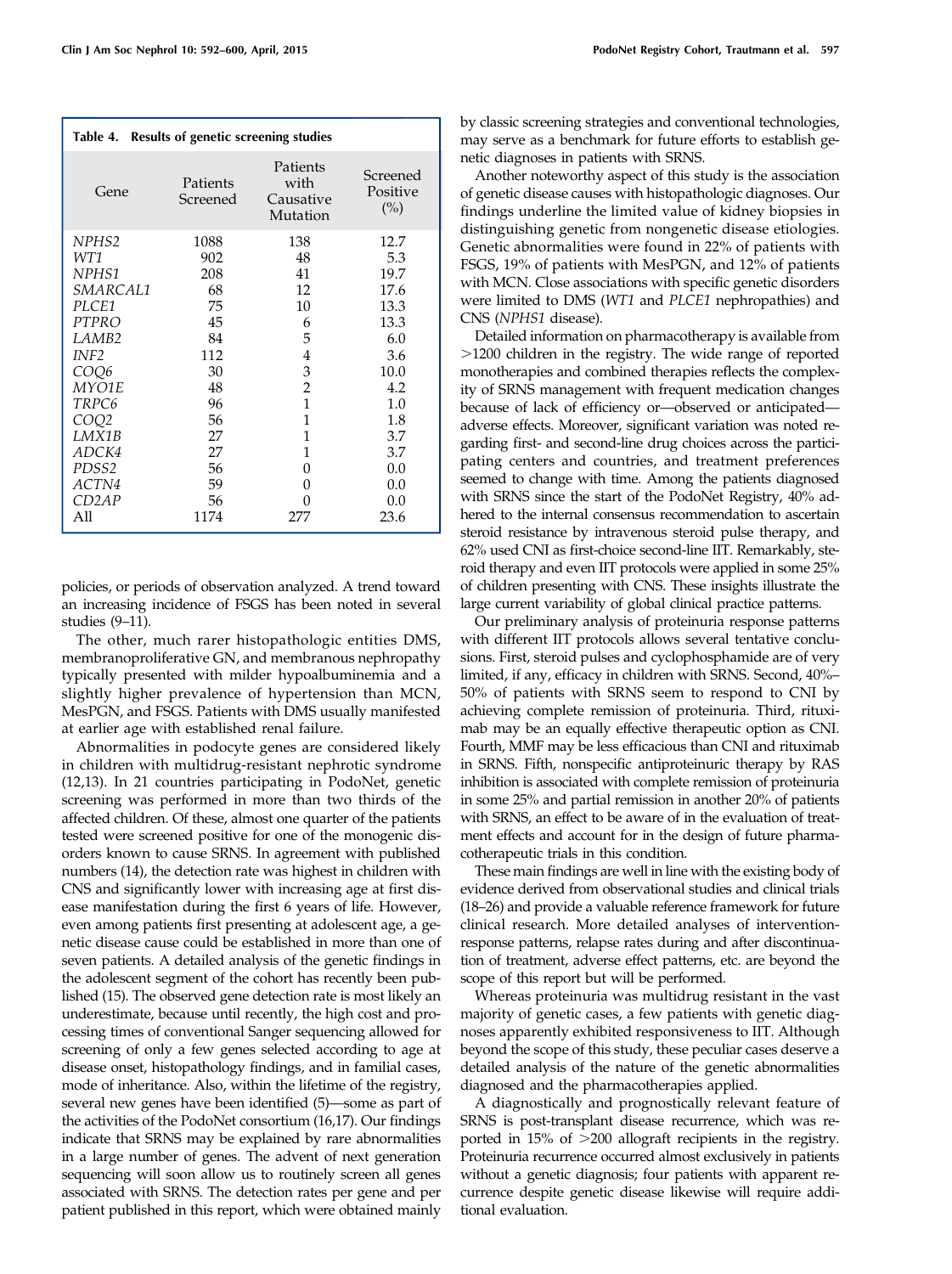**Table 4. Results of genetic screening studies**

| Gene | Patients Screened | Patients with Causative Mutation | Screened Positive (%) |
|---|---|---|---|
| *NPHS2* | 1088 | 138 | 12.7 |
| *WT1* | 902 | 48 | 5.3 |
| *NPHS1* | 208 | 41 | 19.7 |
| *SMARCAL1* | 68 | 12 | 17.6 |
| *PLCE1* | 75 | 10 | 13.3 |
| *PTPRO* | 45 | 6 | 13.3 |
| *LAMB2* | 84 | 5 | 6.0 |
| *INF2* | 112 | 4 | 3.6 |
| *COQ6* | 30 | 3 | 10.0 |
| *MYO1E* | 48 | 2 | 4.2 |
| *TRPC6* | 96 | 1 | 1.0 |
| *COQ2* | 56 | 1 | 1.8 |
| *LMX1B* | 27 | 1 | 3.7 |
| *ADCK4* | 27 | 1 | 3.7 |
| *PDSS2* | 56 | 0 | 0.0 |
| *ACTN4* | 59 | 0 | 0.0 |
| *CD2AP* | 56 | 0 | 0.0 |
| All | 1174 | 277 | 23.6 |

policies, or periods of observation analyzed. A trend toward an increasing incidence of FSGS has been noted in several studies (9–11).

The other, much rarer histopathologic entities DMS, membranoproliferative GN, and membranous nephropathy typically presented with milder hypoalbuminemia and a slightly higher prevalence of hypertension than MCN, MesPGN, and FSGS. Patients with DMS usually manifested at earlier age with established renal failure.

Abnormalities in podocyte genes are considered likely in children with multidrug-resistant nephrotic syndrome (12,13). In 21 countries participating in PodoNet, genetic screening was performed in more than two thirds of the affected children. Of these, almost one quarter of the patients tested were screened positive for one of the monogenic disorders known to cause SRNS. In agreement with published numbers (14), the detection rate was highest in children with CNS and significantly lower with increasing age at first disease manifestation during the first 6 years of life. However, even among patients first presenting at adolescent age, a genetic disease cause could be established in more than one of seven patients. A detailed analysis of the genetic findings in the adolescent segment of the cohort has recently been published (15). The observed gene detection rate is most likely an underestimate, because until recently, the high cost and processing times of conventional Sanger sequencing allowed for screening of only a few genes selected according to age at disease onset, histopathology findings, and in familial cases, mode of inheritance. Also, within the lifetime of the registry, several new genes have been identified (5)—some as part of the activities of the PodoNet consortium (16,17). Our findings indicate that SRNS may be explained by rare abnormalities in a large number of genes. The advent of next generation sequencing will soon allow us to routinely screen all genes associated with SRNS. The detection rates per gene and per patient published in this report, which were obtained mainly by classic screening strategies and conventional technologies, may serve as a benchmark for future efforts to establish genetic diagnoses in patients with SRNS.

Another noteworthy aspect of this study is the association of genetic disease causes with histopathologic diagnoses. Our findings underline the limited value of kidney biopsies in distinguishing genetic from nongenetic disease etiologies. Genetic abnormalities were found in 22% of patients with FSGS, 19% of patients with MesPGN, and 12% of patients with MCN. Close associations with specific genetic disorders were limited to DMS (*WT1* and *PLCE1* nephropathies) and CNS (*NPHS1* disease).

Detailed information on pharmacotherapy is available from >1200 children in the registry. The wide range of reported monotherapies and combined therapies reflects the complexity of SRNS management with frequent medication changes because of lack of efficiency or—observed or anticipated—adverse effects. Moreover, significant variation was noted regarding first- and second-line drug choices across the participating centers and countries, and treatment preferences seemed to change with time. Among the patients diagnosed with SRNS since the start of the PodoNet Registry, 40% adhered to the internal consensus recommendation to ascertain steroid resistance by intravenous steroid pulse therapy, and 62% used CNI as first-choice second-line IIT. Remarkably, steroid therapy and even IIT protocols were applied in some 25% of children presenting with CNS. These insights illustrate the large current variability of global clinical practice patterns.

Our preliminary analysis of proteinuria response patterns with different IIT protocols allows several tentative conclusions. First, steroid pulses and cyclophosphamide are of very limited, if any, efficacy in children with SRNS. Second, 40%–50% of patients with SRNS seem to respond to CNI by achieving complete remission of proteinuria. Third, rituximab may be an equally effective therapeutic option as CNI. Fourth, MMF may be less efficacious than CNI and rituximab in SRNS. Fifth, nonspecific antiproteinuric therapy by RAS inhibition is associated with complete remission of proteinuria in some 25% and partial remission in another 20% of patients with SRNS, an effect to be aware of in the evaluation of treatment effects and account for in the design of future pharmacotherapeutic trials in this condition.

These main findings are well in line with the existing body of evidence derived from observational studies and clinical trials (18–26) and provide a valuable reference framework for future clinical research. More detailed analyses of intervention-response patterns, relapse rates during and after discontinuation of treatment, adverse effect patterns, etc. are beyond the scope of this report but will be performed.

Whereas proteinuria was multidrug resistant in the vast majority of genetic cases, a few patients with genetic diagnoses apparently exhibited responsiveness to IIT. Although beyond the scope of this study, these peculiar cases deserve a detailed analysis of the nature of the genetic abnormalities diagnosed and the pharmacotherapies applied.

A diagnostically and prognostically relevant feature of SRNS is post-transplant disease recurrence, which was reported in 15% of >200 allograft recipients in the registry. Proteinuria recurrence occurred almost exclusively in patients without a genetic diagnosis; four patients with apparent recurrence despite genetic disease likewise will require additional evaluation.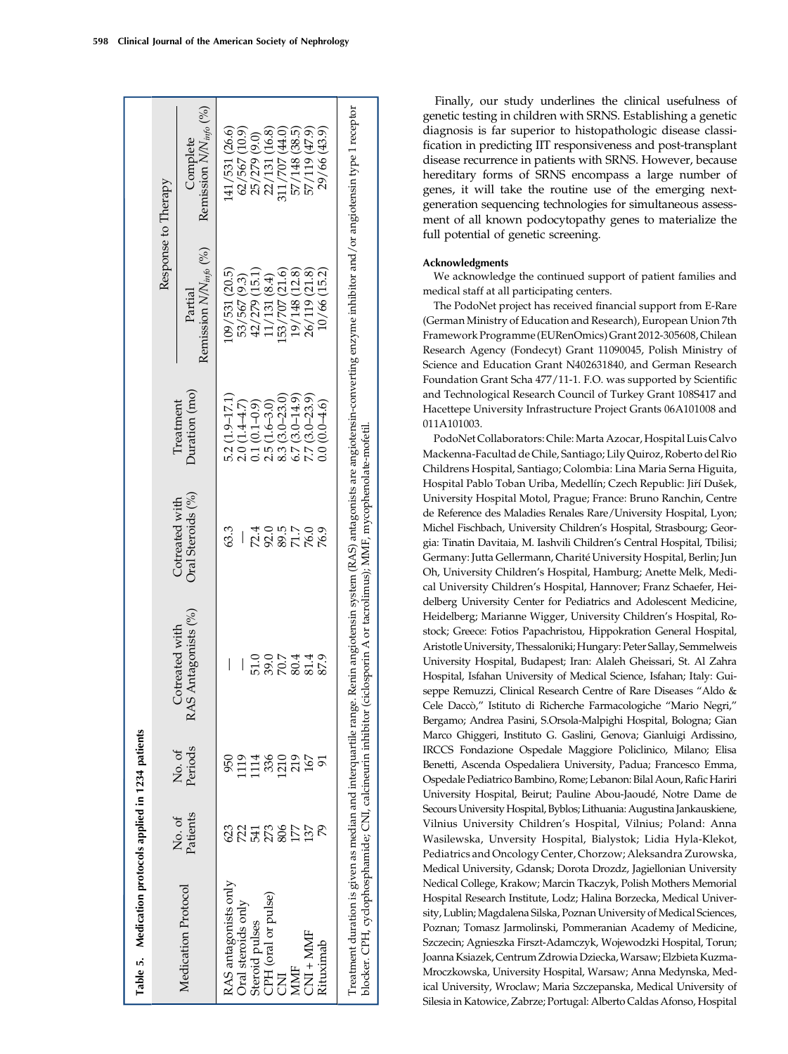**Table 5. Medication protocols applied in 1234 patients**

| Medication Protocol | No. of Patients | No. of Periods | Cotreated with RAS Antagonists (%) | Cotreated with Oral Steroids (%) | Treatment Duration (mo) | Response to Therapy | |
|---|---|---|---|---|---|---|---|
| | | | | | | Partial Remission $N/N_{info}$ (%) | Complete Remission $N/N_{info}$ (%) |
| RAS antagonists only | 623 | 950 | — | 63.3 | 5.2 (1.9–17.1) | 109/531 (20.5) | 141/531 (26.6) |
| Oral steroids only | 722 | 1119 | — | — | 2.0 (1.4–4.7) | 53/567 (9.3) | 62/567 (10.9) |
| Steroid pulses | 541 | 1114 | 51.0 | 72.4 | 0.1 (0.1–0.9) | 42/279 (15.1) | 25/279 (9.0) |
| CPH (oral or pulse) | 273 | 336 | 39.0 | 92.0 | 2.5 (1.6–3.0) | 11/131 (8.4) | 22/131 (16.8) |
| CNI | 806 | 1210 | 70.7 | 89.5 | 8.3 (3.0–23.0) | 153/707 (21.6) | 311/707 (44.0) |
| MMF | 177 | 219 | 80.4 | 71.7 | 6.7 (3.0–14.9) | 19/148 (12.8) | 57/148 (38.5) |
| CNI + MMF | 137 | 167 | 81.4 | 76.0 | 7.7 (3.0–23.9) | 26/119 (21.8) | 57/119 (47.9) |
| Rituximab | 79 | 91 | 87.9 | 76.9 | 0.0 (0.0–4.6) | 10/66 (15.2) | 29/66 (43.9) |

Treatment duration is given as median and interquartile range. Renin angiotensin system (RAS) antagonists are angiotensin-converting enzyme inhibitor and/or angiotensin type 1 receptor blocker. CPH, cyclophosphamide; CNI, calcineurin inhibitor (ciclosporin A or tacrolimus); MMF, mycophenolate-mofetil.

Finally, our study underlines the clinical usefulness of genetic testing in children with SRNS. Establishing a genetic diagnosis is far superior to histopathologic disease classification in predicting IIT responsiveness and post-transplant disease recurrence in patients with SRNS. However, because hereditary forms of SRNS encompass a large number of genes, it will take the routine use of the emerging next-generation sequencing technologies for simultaneous assessment of all known podocytopathy genes to materialize the full potential of genetic screening.

#### Acknowledgments

We acknowledge the continued support of patient families and medical staff at all participating centers.

The PodoNet project has received financial support from E-Rare (German Ministry of Education and Research), European Union 7th Framework Programme (EURenOmics) Grant 2012-305608, Chilean Research Agency (Fondecyt) Grant 11090045, Polish Ministry of Science and Education Grant N402631840, and German Research Foundation Grant Scha 477/11-1. F.O. was supported by Scientific and Technological Research Council of Turkey Grant 108S417 and Hacettepe University Infrastructure Project Grants 06A101008 and 011A101003.

PodoNet Collaborators: Chile: Marta Azocar, Hospital Luis Calvo Mackenna-Facultad de Chile, Santiago; Lily Quiroz, Roberto del Rio Childrens Hospital, Santiago; Colombia: Lina Maria Serna Higuita, Hospital Pablo Toban Uriba, Medellín; Czech Republic: Jiří Dušek, University Hospital Motol, Prague; France: Bruno Ranchin, Centre de Reference des Maladies Renales Rare/University Hospital, Lyon; Michel Fischbach, University Children's Hospital, Strasbourg; Georgia: Tinatin Davitaia, M. Iashvili Children's Central Hospital, Tbilisi; Germany: Jutta Gellermann, Charité University Hospital, Berlin; Jun Oh, University Children's Hospital, Hamburg; Anette Melk, Medical University Children's Hospital, Hannover; Franz Schaefer, Heidelberg University Center for Pediatrics and Adolescent Medicine, Heidelberg; Marianne Wigger, University Children's Hospital, Rostock; Greece: Fotios Papachristou, Hippokration General Hospital, Aristotle University, Thessaloniki; Hungary: Peter Sallay, Semmelweis University Hospital, Budapest; Iran: Alaleh Gheissari, St. Al Zahra Hospital, Isfahan University of Medical Science, Isfahan; Italy: Giuseppe Remuzzi, Clinical Research Centre of Rare Diseases "Aldo & Cele Daccò," Istituto di Richerche Farmacologiche "Mario Negri," Bergamo; Andrea Pasini, S.Orsola-Malpighi Hospital, Bologna; Gian Marco Ghiggeri, Instituto G. Gaslini, Genova; Gianluigi Ardissino, IRCCS Fondazione Ospedale Maggiore Policlinico, Milano; Elisa Benetti, Ascenda Ospedaliera University, Padua; Francesco Emma, Ospedale Pediatrico Bambino, Rome; Lebanon: Bilal Aoun, Rafic Hariri University Hospital, Beirut; Pauline Abou-Jaoudé, Notre Dame de Secours University Hospital, Byblos; Lithuania: Augustina Jankauskiene, Vilnius University Children's Hospital, Vilnius; Poland: Anna Wasilewska, Unversity Hospital, Bialystok; Lidia Hyla-Klekot, Pediatrics and Oncology Center, Chorzow; Aleksandra Zurowska, Medical University, Gdansk; Dorota Drozdz, Jagiellonian University Nedical College, Krakow; Marcin Tkaczyk, Polish Mothers Memorial Hospital Research Institute, Lodz; Halina Borzecka, Medical University, Lublin; Magdalena Silska, Poznan University of Medical Sciences, Poznan; Tomasz Jarmolinski, Pommeranian Academy of Medicine, Szczecin; Agnieszka Firszt-Adamczyk, Wojewodzki Hospital, Torun; Joanna Ksiazek, Centrum Zdrowia Dziecka, Warsaw; Elzbieta Kuzma-Mroczkowska, University Hospital, Warsaw; Anna Medynska, Medical University, Wroclaw; Maria Szczepanska, Medical University of Silesia in Katowice, Zabrze; Portugal: Alberto Caldas Afonso, Hospital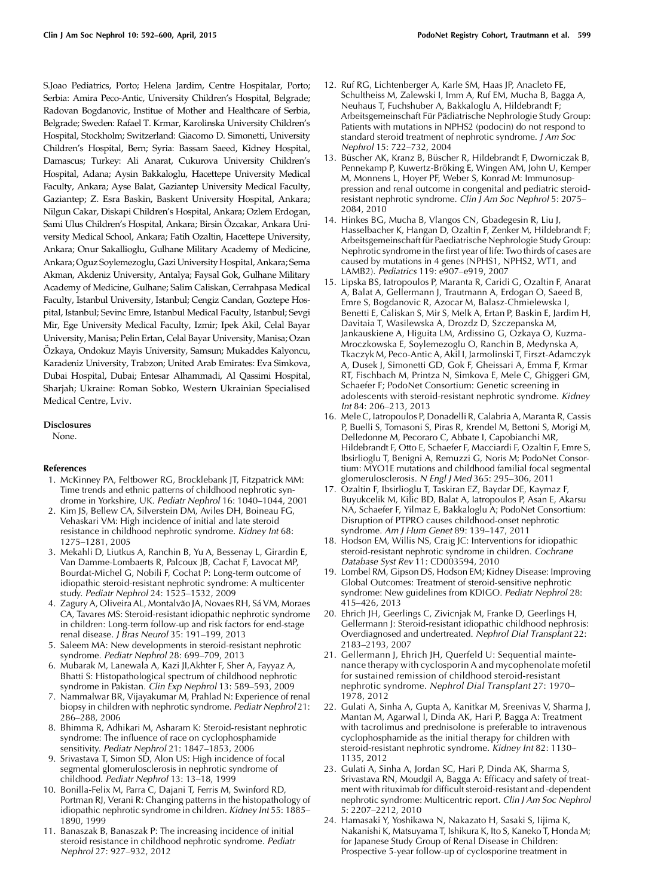S.Joao Pediatrics, Porto; Helena Jardim, Centre Hospitalar, Porto; Serbia: Amira Peco-Antic, University Children's Hospital, Belgrade; Radovan Bogdanovic, Institue of Mother and Healthcare of Serbia, Belgrade; Sweden: Rafael T. Krmar, Karolinska University Children's Hospital, Stockholm; Switzerland: Giacomo D. Simonetti, University Children's Hospital, Bern; Syria: Bassam Saeed, Kidney Hospital, Damascus; Turkey: Ali Anarat, Cukurova University Children's Hospital, Adana; Aysin Bakkaloglu, Hacettepe University Medical Faculty, Ankara; Ayse Balat, Gaziantep University Medical Faculty, Gaziantep; Z. Esra Baskin, Baskent University Hospital, Ankara; Nilgun Cakar, Diskapi Children's Hospital, Ankara; Ozlem Erdogan, Sami Ulus Children's Hospital, Ankara; Birsin Özcakar, Ankara University Medical School, Ankara; Fatih Ozaltin, Hacettepe University, Ankara; Onur Sakallioglu, Gulhane Military Academy of Medicine, Ankara; Oguz Soylemezoglu, Gazi University Hospital, Ankara; Sema Akman, Akdeniz University, Antalya; Faysal Gok, Gulhane Military Academy of Medicine, Gulhane; Salim Caliskan, Cerrahpasa Medical Faculty, Istanbul University, Istanbul; Cengiz Candan, Goztepe Hospital, Istanbul; Sevinc Emre, Istanbul Medical Faculty, Istanbul; Sevgi Mir, Ege University Medical Faculty, Izmir; Ipek Akil, Celal Bayar University, Manisa; Pelin Ertan, Celal Bayar University, Manisa; Ozan Özkaya, Ondokuz Mayis University, Samsun; Mukaddes Kalyoncu, Karadeniz University, Trabzon; United Arab Emirates: Eva Simkova, Dubai Hospital, Dubai; Entesar Alhammadi, Al Qassimi Hospital, Sharjah; Ukraine: Roman Sobko, Western Ukrainian Specialised Medical Centre, Lviv.

### Disclosures

None.

### References

1. McKinney PA, Feltbower RG, Brocklebank JT, Fitzpatrick MM: Time trends and ethnic patterns of childhood nephrotic syndrome in Yorkshire, UK. *Pediatr Nephrol* 16: 1040–1044, 2001
2. Kim JS, Bellew CA, Silverstein DM, Aviles DH, Boineau FG, Vehaskari VM: High incidence of initial and late steroid resistance in childhood nephrotic syndrome. *Kidney Int* 68: 1275–1281, 2005
3. Mekahli D, Liutkus A, Ranchin B, Yu A, Bessenay L, Girardin E, Van Damme-Lombaerts R, Palcoux JB, Cachat F, Lavocat MP, Bourdat-Michel G, Nobili F, Cochat P: Long-term outcome of idiopathic steroid-resistant nephrotic syndrome: A multicenter study. *Pediatr Nephrol* 24: 1525–1532, 2009
4. Zagury A, Oliveira AL, Montalvão JA, Novaes RH, Sá VM, Moraes CA, Tavares MS: Steroid-resistant idiopathic nephrotic syndrome in children: Long-term follow-up and risk factors for end-stage renal disease. *J Bras Neurol* 35: 191–199, 2013
5. Saleem MA: New developments in steroid-resistant nephrotic syndrome. *Pediatr Nephrol* 28: 699–709, 2013
6. Mubarak M, Lanewala A, Kazi JI,Akhter F, Sher A, Fayyaz A, Bhatti S: Histopathological spectrum of childhood nephrotic syndrome in Pakistan. *Clin Exp Nephrol* 13: 589–593, 2009
7. Nammalwar BR, Vijayakumar M, Prahlad N: Experience of renal biopsy in children with nephrotic syndrome. *Pediatr Nephrol* 21: 286–288, 2006
8. Bhimma R, Adhikari M, Asharam K: Steroid-resistant nephrotic syndrome: The influence of race on cyclophosphamide sensitivity. *Pediatr Nephrol* 21: 1847–1853, 2006
9. Srivastava T, Simon SD, Alon US: High incidence of focal segmental glomerulosclerosis in nephrotic syndrome of childhood. *Pediatr Nephrol* 13: 13–18, 1999
10. Bonilla-Felix M, Parra C, Dajani T, Ferris M, Swinford RD, Portman RJ, Verani R: Changing patterns in the histopathology of idiopathic nephrotic syndrome in children. *Kidney Int* 55: 1885–1890, 1999
11. Banaszak B, Banaszak P: The increasing incidence of initial steroid resistance in childhood nephrotic syndrome. *Pediatr Nephrol* 27: 927–932, 2012
12. Ruf RG, Lichtenberger A, Karle SM, Haas JP, Anacleto FE, Schultheiss M, Zalewski I, Imm A, Ruf EM, Mucha B, Bagga A, Neuhaus T, Fuchshuber A, Bakkaloglu A, Hildebrandt F; Arbeitsgemeinschaft Für Pädiatrische Nephrologie Study Group: Patients with mutations in NPHS2 (podocin) do not respond to standard steroid treatment of nephrotic syndrome. *J Am Soc Nephrol* 15: 722–732, 2004
13. Büscher AK, Kranz B, Büscher R, Hildebrandt F, Dworniczak B, Pennekamp P, Kuwertz-Bröking E, Wingen AM, John U, Kemper M, Monnens L, Hoyer PF, Weber S, Konrad M: Immunosuppression and renal outcome in congenital and pediatric steroid-resistant nephrotic syndrome. *Clin J Am Soc Nephrol* 5: 2075–2084, 2010
14. Hinkes BG, Mucha B, Vlangos CN, Gbadegesin R, Liu J, Hasselbacher K, Hangan D, Ozaltin F, Zenker M, Hildebrandt F; Arbeitsgemeinschaft für Paediatrische Nephrologie Study Group: Nephrotic syndrome in the first year of life: Two thirds of cases are caused by mutations in 4 genes (NPHS1, NPHS2, WT1, and LAMB2). *Pediatrics* 119: e907–e919, 2007
15. Lipska BS, Iatropoulos P, Maranta R, Caridi G, Ozaltin F, Anarat A, Balat A, Gellermann J, Trautmann A, Erdogan O, Saeed B, Emre S, Bogdanovic R, Azocar M, Balasz-Chmielewska I, Benetti E, Caliskan S, Mir S, Melk A, Ertan P, Baskin E, Jardim H, Davitaia T, Wasilewska A, Drozdz D, Szczepanska M, Jankauskiene A, Higuita LM, Ardissino G, Ozkaya O, Kuzma-Mroczkowska E, Soylemezoglu O, Ranchin B, Medynska A, Tkaczyk M, Peco-Antic A, Akil I, Jarmolinski T, Firszt-Adamczyk A, Dusek J, Simonetti GD, Gok F, Gheissari A, Emma F, Krmar RT, Fischbach M, Printza N, Simkova E, Mele C, Ghiggeri GM, Schaefer F; PodoNet Consortium: Genetic screening in adolescents with steroid-resistant nephrotic syndrome. *Kidney Int* 84: 206–213, 2013
16. Mele C, Iatropoulos P, Donadelli R, Calabria A, Maranta R, Cassis P, Buelli S, Tomasoni S, Piras R, Krendel M, Bettoni S, Morigi M, Delledonne M, Pecoraro C, Abbate I, Capobianchi MR, Hildebrandt F, Otto E, Schaefer F, Macciardi F, Ozaltin F, Emre S, Ibsirlioglu T, Benigni A, Remuzzi G, Noris M; PodoNet Consortium: MYO1E mutations and childhood familial focal segmental glomerulosclerosis. *N Engl J Med* 365: 295–306, 2011
17. Ozaltin F, Ibsirlioglu T, Taskiran EZ, Baydar DE, Kaymaz F, Buyukcelik M, Kilic BD, Balat A, Iatropoulos P, Asan E, Akarsu NA, Schaefer F, Yilmaz E, Bakkaloglu A; PodoNet Consortium: Disruption of PTPRO causes childhood-onset nephrotic syndrome. *Am J Hum Genet* 89: 139–147, 2011
18. Hodson EM, Willis NS, Craig JC: Interventions for idiopathic steroid-resistant nephrotic syndrome in children. *Cochrane Database Syst Rev* 11: CD003594, 2010
19. Lombel RM, Gipson DS, Hodson EM; Kidney Disease: Improving Global Outcomes: Treatment of steroid-sensitive nephrotic syndrome: New guidelines from KDIGO. *Pediatr Nephrol* 28: 415–426, 2013
20. Ehrich JH, Geerlings C, Zivicnjak M, Franke D, Geerlings H, Gellermann J: Steroid-resistant idiopathic childhood nephrosis: Overdiagnosed and undertreated. *Nephrol Dial Transplant* 22: 2183–2193, 2007
21. Gellermann J, Ehrich JH, Querfeld U: Sequential maintenance therapy with cyclosporin A and mycophenolate mofetil for sustained remission of childhood steroid-resistant nephrotic syndrome. *Nephrol Dial Transplant* 27: 1970–1978, 2012
22. Gulati A, Sinha A, Gupta A, Kanitkar M, Sreenivas V, Sharma J, Mantan M, Agarwal I, Dinda AK, Hari P, Bagga A: Treatment with tacrolimus and prednisolone is preferable to intravenous cyclophosphamide as the initial therapy for children with steroid-resistant nephrotic syndrome. *Kidney Int* 82: 1130–1135, 2012
23. Gulati A, Sinha A, Jordan SC, Hari P, Dinda AK, Sharma S, Srivastava RN, Moudgil A, Bagga A: Efficacy and safety of treatment with rituximab for difficult steroid-resistant and -dependent nephrotic syndrome: Multicentric report. *Clin J Am Soc Nephrol* 5: 2207–2212, 2010
24. Hamasaki Y, Yoshikawa N, Nakazato H, Sasaki S, Iijima K, Nakanishi K, Matsuyama T, Ishikura K, Ito S, Kaneko T, Honda M; for Japanese Study Group of Renal Disease in Children: Prospective 5-year follow-up of cyclosporine treatment in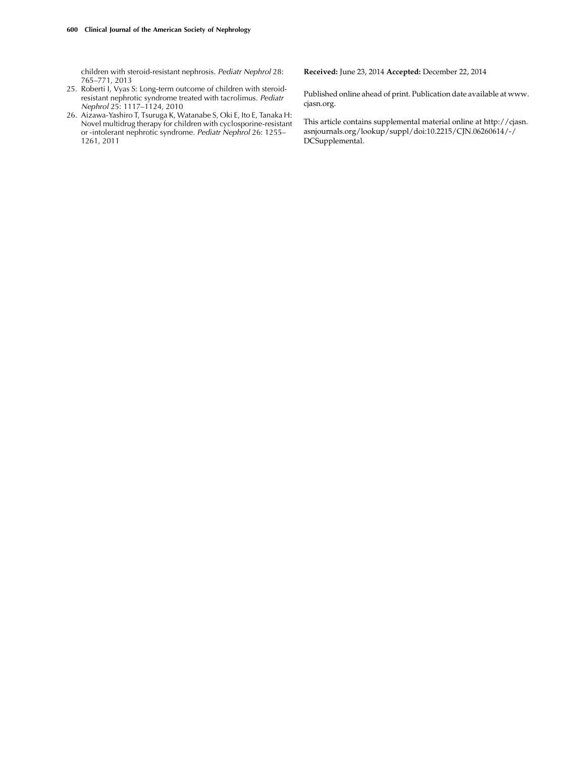children with steroid-resistant nephrosis. *Pediatr Nephrol* 28: 765–771, 2013

25. Roberti I, Vyas S: Long-term outcome of children with steroid-resistant nephrotic syndrome treated with tacrolimus. *Pediatr Nephrol* 25: 1117–1124, 2010
26. Aizawa-Yashiro T, Tsuruga K, Watanabe S, Oki E, Ito E, Tanaka H: Novel multidrug therapy for children with cyclosporine-resistant or -intolerant nephrotic syndrome. *Pediatr Nephrol* 26: 1255–1261, 2011

**Received:** June 23, 2014 **Accepted:** December 22, 2014

Published online ahead of print. Publication date available at www.cjasn.org.

This article contains supplemental material online at http://cjasn.asnjournals.org/lookup/suppl/doi:10.2215/CJN.06260614/-/DCSupplemental.